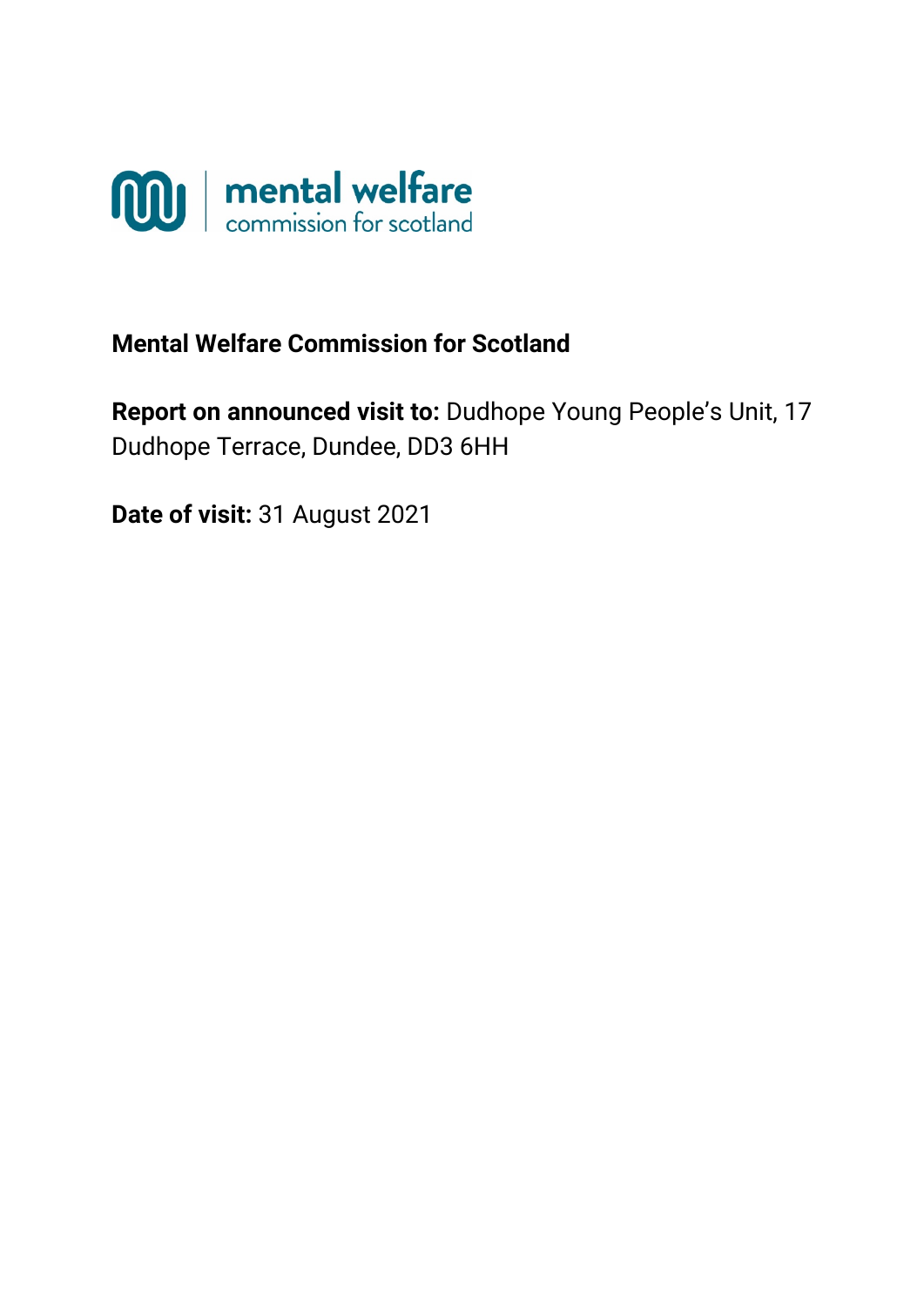mental welfare commission for scotland

**Mental Welfare Commission for Scotland**

**Report on announced visit to:** Dudhope Young People's Unit, 17 Dudhope Terrace, Dundee, DD3 6HH

**Date of visit:** 31 August 2021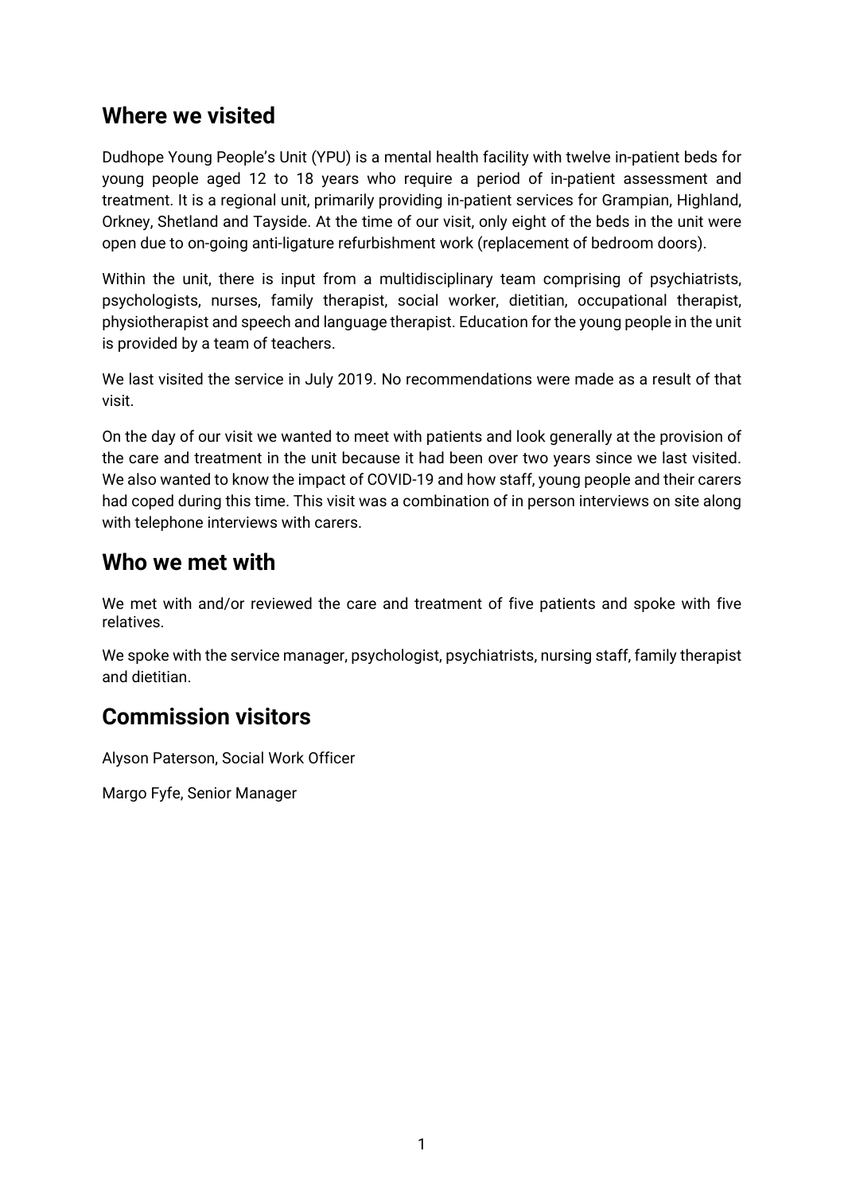## Where we visited

Dudhope Young People's Unit (YPU) is a mental health facility with twelve in-patient beds for young people aged 12 to 18 years who require a period of in-patient assessment and treatment. It is a regional unit, primarily providing in-patient services for Grampian, Highland, Orkney, Shetland and Tayside. At the time of our visit, only eight of the beds in the unit were open due to on-going anti-ligature refurbishment work (replacement of bedroom doors).

Within the unit, there is input from a multidisciplinary team comprising of psychiatrists, psychologists, nurses, family therapist, social worker, dietitian, occupational therapist, physiotherapist and speech and language therapist. Education for the young people in the unit is provided by a team of teachers.

We last visited the service in July 2019. No recommendations were made as a result of that visit.

On the day of our visit we wanted to meet with patients and look generally at the provision of the care and treatment in the unit because it had been over two years since we last visited. We also wanted to know the impact of COVID-19 and how staff, young people and their carers had coped during this time. This visit was a combination of in person interviews on site along with telephone interviews with carers.

## Who we met with

We met with and/or reviewed the care and treatment of five patients and spoke with five relatives.

We spoke with the service manager, psychologist, psychiatrists, nursing staff, family therapist and dietitian.

## Commission visitors

Alyson Paterson, Social Work Officer

Margo Fyfe, Senior Manager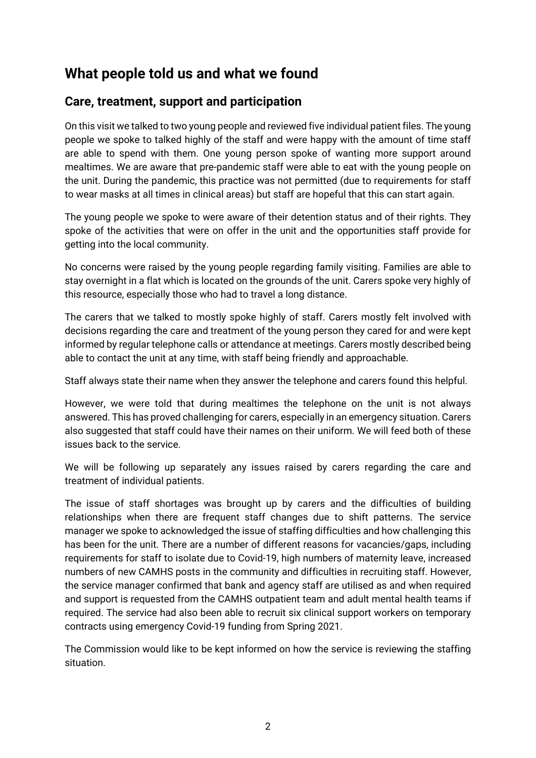## What people told us and what we found

### Care, treatment, support and participation

On this visit we talked to two young people and reviewed five individual patient files. The young people we spoke to talked highly of the staff and were happy with the amount of time staff are able to spend with them. One young person spoke of wanting more support around mealtimes. We are aware that pre-pandemic staff were able to eat with the young people on the unit. During the pandemic, this practice was not permitted (due to requirements for staff to wear masks at all times in clinical areas) but staff are hopeful that this can start again.

The young people we spoke to were aware of their detention status and of their rights. They spoke of the activities that were on offer in the unit and the opportunities staff provide for getting into the local community.

No concerns were raised by the young people regarding family visiting. Families are able to stay overnight in a flat which is located on the grounds of the unit. Carers spoke very highly of this resource, especially those who had to travel a long distance.

The carers that we talked to mostly spoke highly of staff. Carers mostly felt involved with decisions regarding the care and treatment of the young person they cared for and were kept informed by regular telephone calls or attendance at meetings. Carers mostly described being able to contact the unit at any time, with staff being friendly and approachable.

Staff always state their name when they answer the telephone and carers found this helpful.

However, we were told that during mealtimes the telephone on the unit is not always answered. This has proved challenging for carers, especially in an emergency situation. Carers also suggested that staff could have their names on their uniform. We will feed both of these issues back to the service.

We will be following up separately any issues raised by carers regarding the care and treatment of individual patients.

The issue of staff shortages was brought up by carers and the difficulties of building relationships when there are frequent staff changes due to shift patterns. The service manager we spoke to acknowledged the issue of staffing difficulties and how challenging this has been for the unit. There are a number of different reasons for vacancies/gaps, including requirements for staff to isolate due to Covid-19, high numbers of maternity leave, increased numbers of new CAMHS posts in the community and difficulties in recruiting staff. However, the service manager confirmed that bank and agency staff are utilised as and when required and support is requested from the CAMHS outpatient team and adult mental health teams if required. The service had also been able to recruit six clinical support workers on temporary contracts using emergency Covid-19 funding from Spring 2021.

The Commission would like to be kept informed on how the service is reviewing the staffing situation.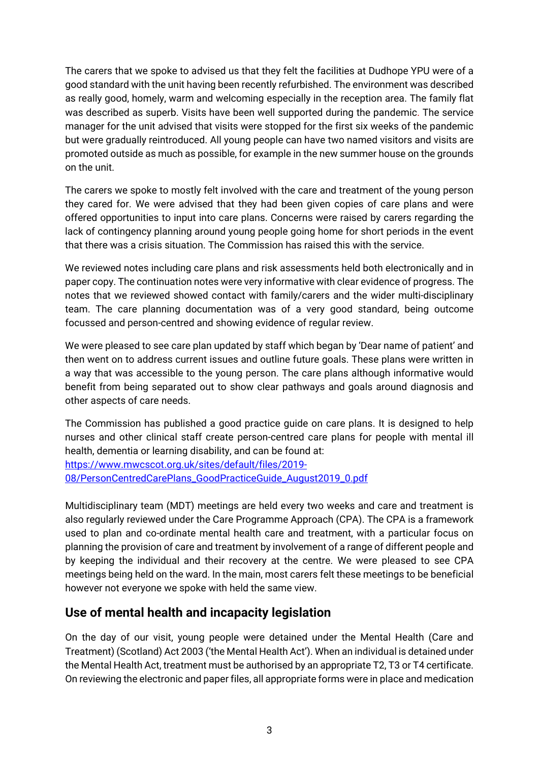The carers that we spoke to advised us that they felt the facilities at Dudhope YPU were of a good standard with the unit having been recently refurbished. The environment was described as really good, homely, warm and welcoming especially in the reception area. The family flat was described as superb. Visits have been well supported during the pandemic. The service manager for the unit advised that visits were stopped for the first six weeks of the pandemic but were gradually reintroduced. All young people can have two named visitors and visits are promoted outside as much as possible, for example in the new summer house on the grounds on the unit.

The carers we spoke to mostly felt involved with the care and treatment of the young person they cared for. We were advised that they had been given copies of care plans and were offered opportunities to input into care plans. Concerns were raised by carers regarding the lack of contingency planning around young people going home for short periods in the event that there was a crisis situation. The Commission has raised this with the service.

We reviewed notes including care plans and risk assessments held both electronically and in paper copy. The continuation notes were very informative with clear evidence of progress. The notes that we reviewed showed contact with family/carers and the wider multi-disciplinary team. The care planning documentation was of a very good standard, being outcome focussed and person-centred and showing evidence of regular review.

We were pleased to see care plan updated by staff which began by 'Dear name of patient' and then went on to address current issues and outline future goals. These plans were written in a way that was accessible to the young person. The care plans although informative would benefit from being separated out to show clear pathways and goals around diagnosis and other aspects of care needs.

The Commission has published a good practice guide on care plans. It is designed to help nurses and other clinical staff create person-centred care plans for people with mental ill health, dementia or learning disability, and can be found at:
https://www.mwcscot.org.uk/sites/default/files/2019-08/PersonCentredCarePlans_GoodPracticeGuide_August2019_0.pdf

Multidisciplinary team (MDT) meetings are held every two weeks and care and treatment is also regularly reviewed under the Care Programme Approach (CPA). The CPA is a framework used to plan and co-ordinate mental health care and treatment, with a particular focus on planning the provision of care and treatment by involvement of a range of different people and by keeping the individual and their recovery at the centre. We were pleased to see CPA meetings being held on the ward. In the main, most carers felt these meetings to be beneficial however not everyone we spoke with held the same view.

## Use of mental health and incapacity legislation

On the day of our visit, young people were detained under the Mental Health (Care and Treatment) (Scotland) Act 2003 ('the Mental Health Act'). When an individual is detained under the Mental Health Act, treatment must be authorised by an appropriate T2, T3 or T4 certificate. On reviewing the electronic and paper files, all appropriate forms were in place and medication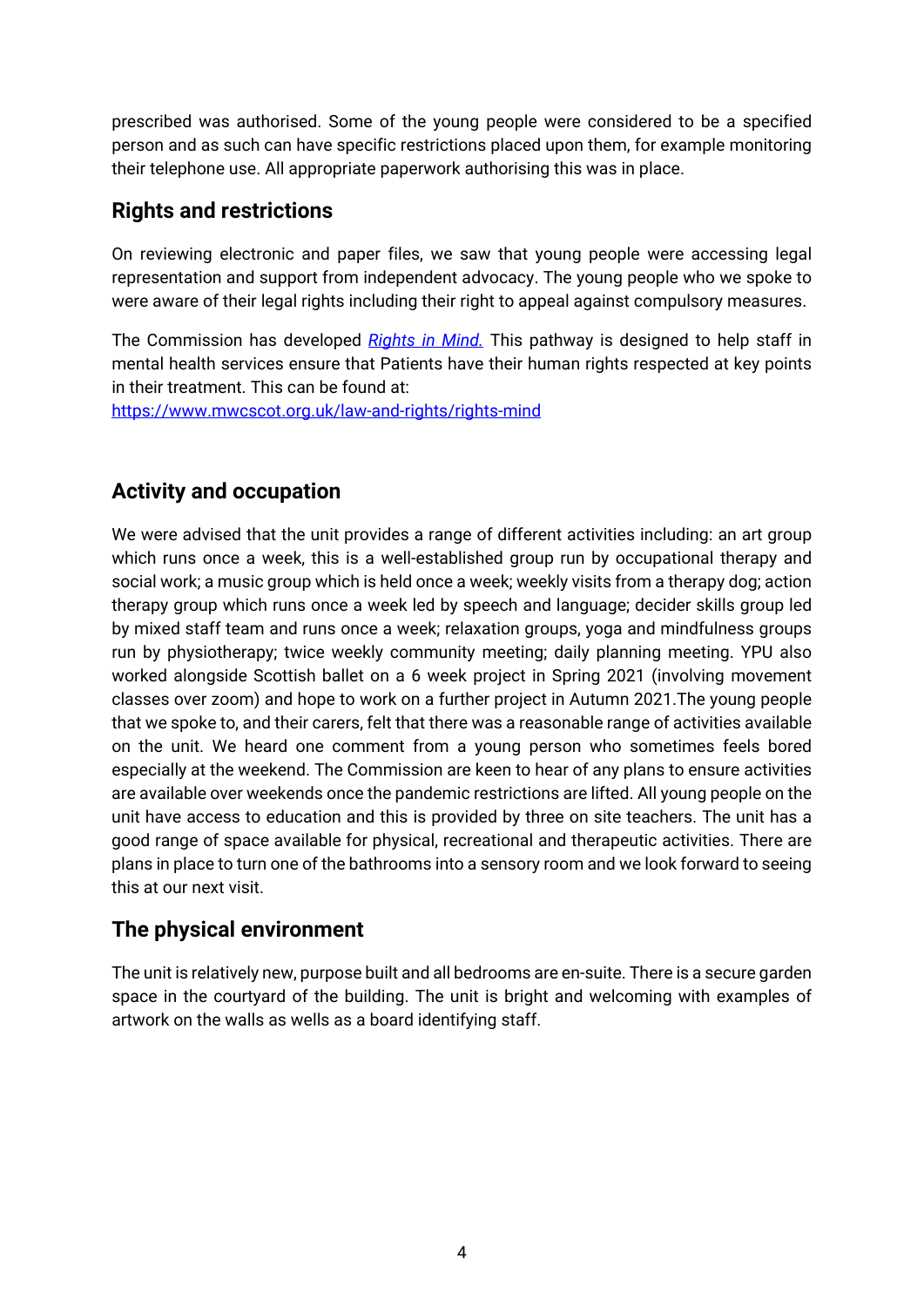prescribed was authorised. Some of the young people were considered to be a specified person and as such can have specific restrictions placed upon them, for example monitoring their telephone use. All appropriate paperwork authorising this was in place.

## Rights and restrictions

On reviewing electronic and paper files, we saw that young people were accessing legal representation and support from independent advocacy. The young people who we spoke to were aware of their legal rights including their right to appeal against compulsory measures.

The Commission has developed [*Rights in Mind.*](https://www.mwcscot.org.uk/law-and-rights/rights-mind) This pathway is designed to help staff in mental health services ensure that Patients have their human rights respected at key points in their treatment. This can be found at:
https://www.mwcscot.org.uk/law-and-rights/rights-mind

## Activity and occupation

We were advised that the unit provides a range of different activities including: an art group which runs once a week, this is a well-established group run by occupational therapy and social work; a music group which is held once a week; weekly visits from a therapy dog; action therapy group which runs once a week led by speech and language; decider skills group led by mixed staff team and runs once a week; relaxation groups, yoga and mindfulness groups run by physiotherapy; twice weekly community meeting; daily planning meeting. YPU also worked alongside Scottish ballet on a 6 week project in Spring 2021 (involving movement classes over zoom) and hope to work on a further project in Autumn 2021.The young people that we spoke to, and their carers, felt that there was a reasonable range of activities available on the unit. We heard one comment from a young person who sometimes feels bored especially at the weekend. The Commission are keen to hear of any plans to ensure activities are available over weekends once the pandemic restrictions are lifted. All young people on the unit have access to education and this is provided by three on site teachers. The unit has a good range of space available for physical, recreational and therapeutic activities. There are plans in place to turn one of the bathrooms into a sensory room and we look forward to seeing this at our next visit.

## The physical environment

The unit is relatively new, purpose built and all bedrooms are en-suite. There is a secure garden space in the courtyard of the building. The unit is bright and welcoming with examples of artwork on the walls as wells as a board identifying staff.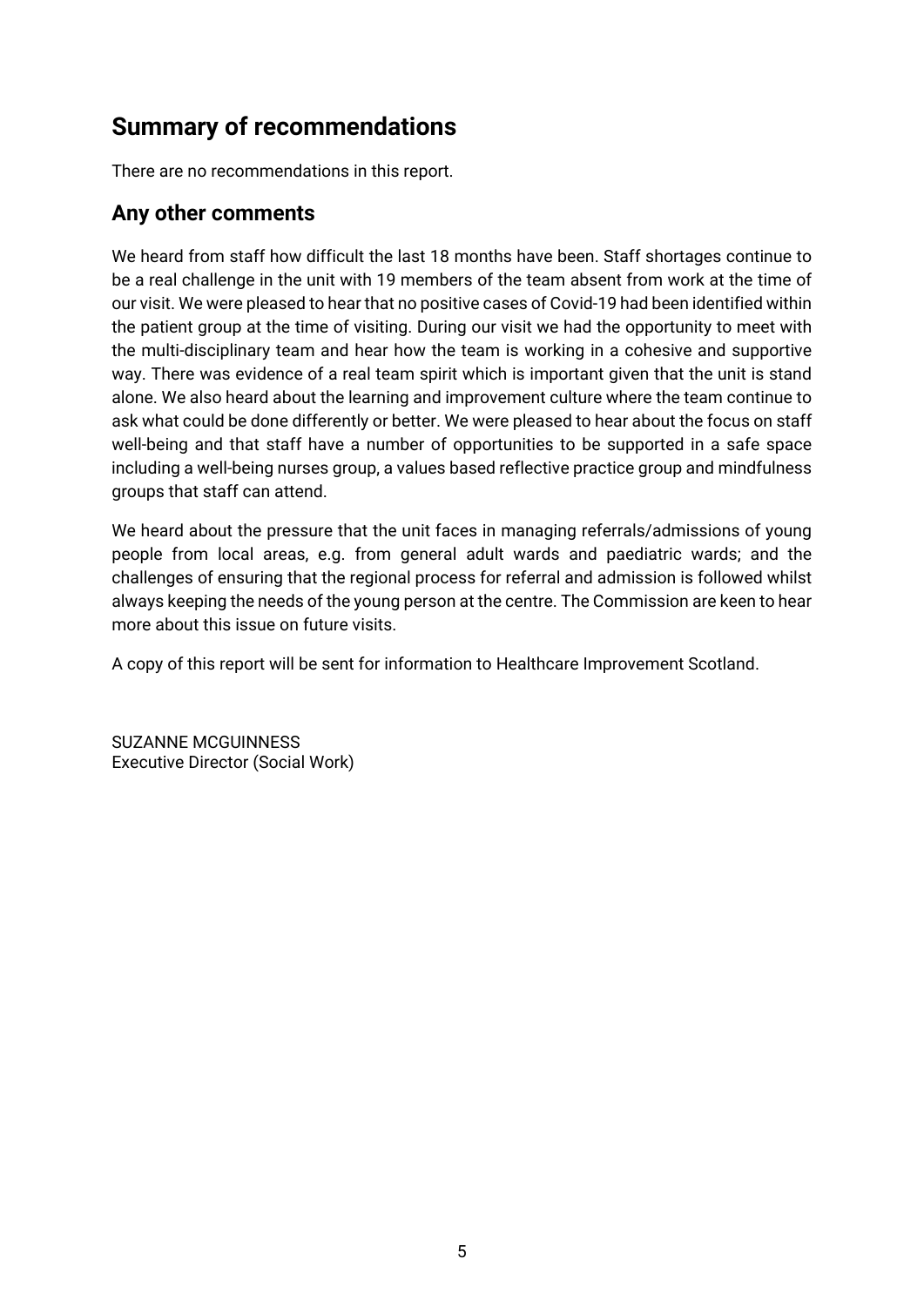## Summary of recommendations

There are no recommendations in this report.

## Any other comments

We heard from staff how difficult the last 18 months have been. Staff shortages continue to be a real challenge in the unit with 19 members of the team absent from work at the time of our visit. We were pleased to hear that no positive cases of Covid-19 had been identified within the patient group at the time of visiting. During our visit we had the opportunity to meet with the multi-disciplinary team and hear how the team is working in a cohesive and supportive way. There was evidence of a real team spirit which is important given that the unit is stand alone. We also heard about the learning and improvement culture where the team continue to ask what could be done differently or better. We were pleased to hear about the focus on staff well-being and that staff have a number of opportunities to be supported in a safe space including a well-being nurses group, a values based reflective practice group and mindfulness groups that staff can attend.

We heard about the pressure that the unit faces in managing referrals/admissions of young people from local areas, e.g. from general adult wards and paediatric wards; and the challenges of ensuring that the regional process for referral and admission is followed whilst always keeping the needs of the young person at the centre. The Commission are keen to hear more about this issue on future visits.

A copy of this report will be sent for information to Healthcare Improvement Scotland.

SUZANNE MCGUINNESS
Executive Director (Social Work)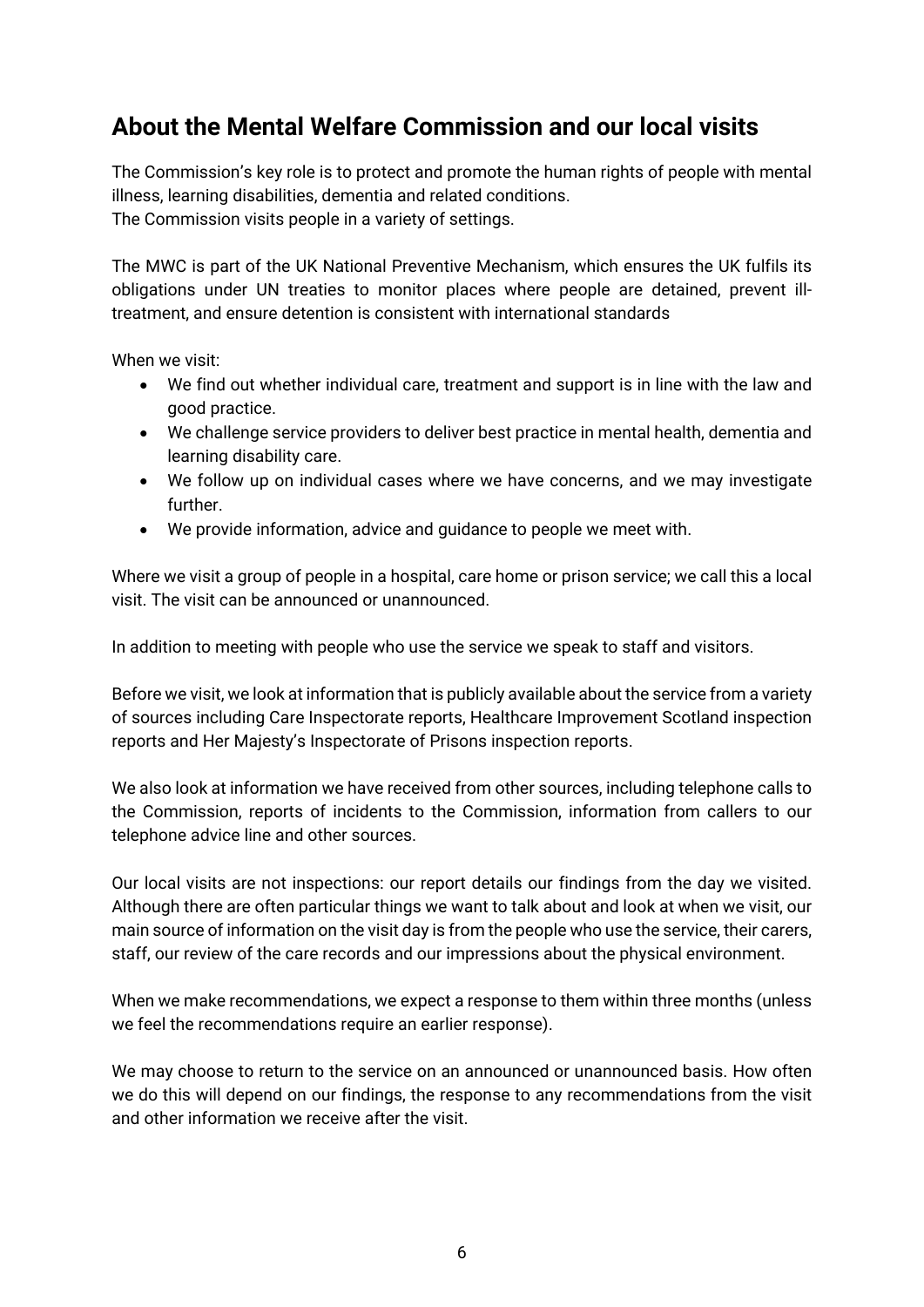## About the Mental Welfare Commission and our local visits

The Commission's key role is to protect and promote the human rights of people with mental illness, learning disabilities, dementia and related conditions.
The Commission visits people in a variety of settings.

The MWC is part of the UK National Preventive Mechanism, which ensures the UK fulfils its obligations under UN treaties to monitor places where people are detained, prevent ill-treatment, and ensure detention is consistent with international standards

When we visit:

- We find out whether individual care, treatment and support is in line with the law and good practice.
- We challenge service providers to deliver best practice in mental health, dementia and learning disability care.
- We follow up on individual cases where we have concerns, and we may investigate further.
- We provide information, advice and guidance to people we meet with.

Where we visit a group of people in a hospital, care home or prison service; we call this a local visit. The visit can be announced or unannounced.

In addition to meeting with people who use the service we speak to staff and visitors.

Before we visit, we look at information that is publicly available about the service from a variety of sources including Care Inspectorate reports, Healthcare Improvement Scotland inspection reports and Her Majesty's Inspectorate of Prisons inspection reports.

We also look at information we have received from other sources, including telephone calls to the Commission, reports of incidents to the Commission, information from callers to our telephone advice line and other sources.

Our local visits are not inspections: our report details our findings from the day we visited. Although there are often particular things we want to talk about and look at when we visit, our main source of information on the visit day is from the people who use the service, their carers, staff, our review of the care records and our impressions about the physical environment.

When we make recommendations, we expect a response to them within three months (unless we feel the recommendations require an earlier response).

We may choose to return to the service on an announced or unannounced basis. How often we do this will depend on our findings, the response to any recommendations from the visit and other information we receive after the visit.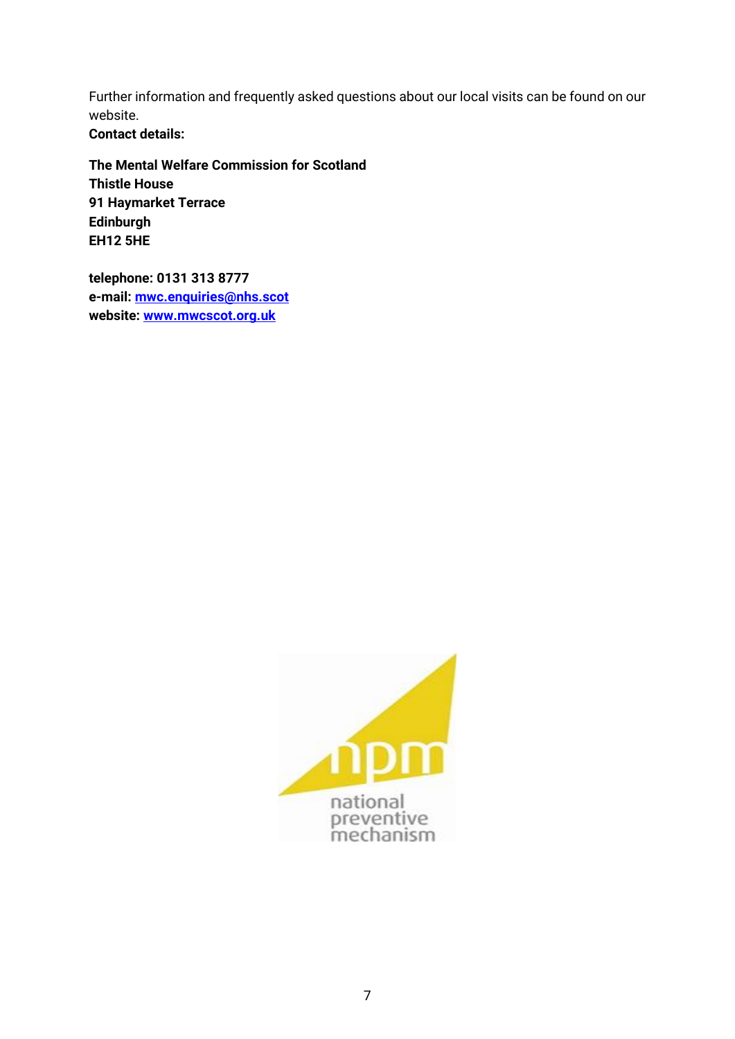Further information and frequently asked questions about our local visits can be found on our website.

**Contact details:**

**The Mental Welfare Commission for Scotland**
**Thistle House**
**91 Haymarket Terrace**
**Edinburgh**
**EH12 5HE**

**telephone: 0131 313 8777**
**e-mail: [mwc.enquiries@nhs.scot](mailto:mwc.enquiries@nhs.scot)**
**website: [www.mwcscot.org.uk](http://www.mwcscot.org.uk)**

npm
national
preventive
mechanism